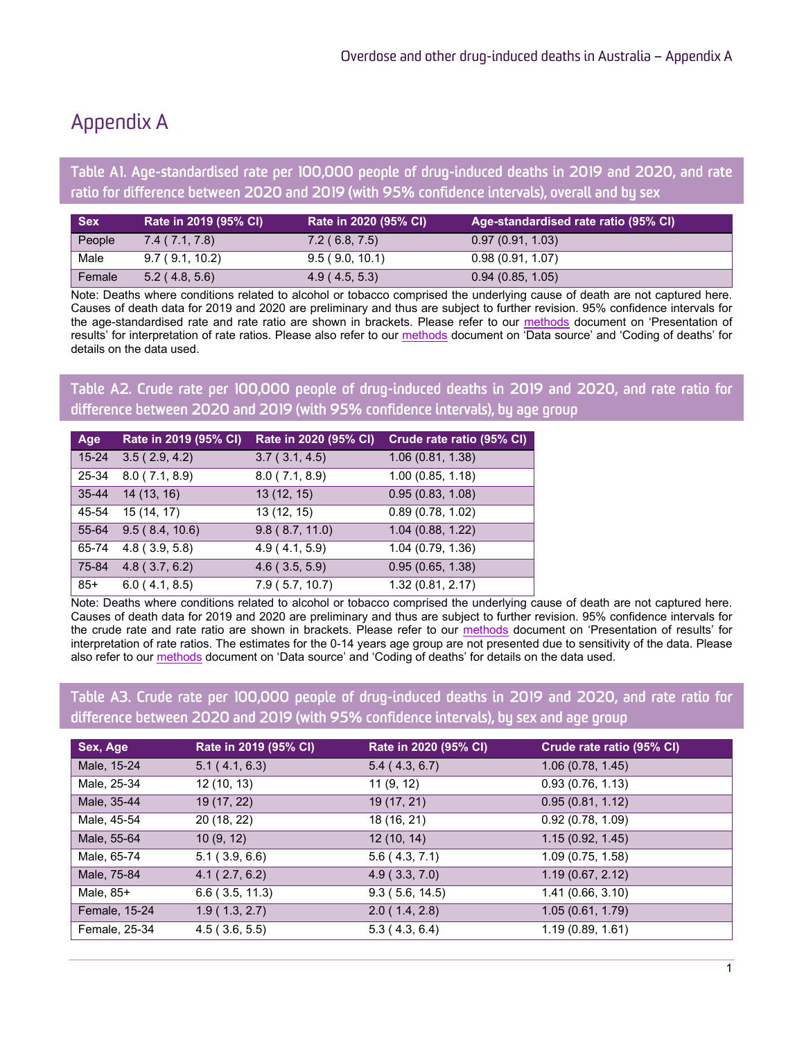# Appendix A

### Table A1. Age-standardised rate per 100,000 people of drug-induced deaths in 2019 and 2020, and rate ratio for difference between 2020 and 2019 (with 95% confidence intervals), overall and by sex

| Sex | Rate in 2019 (95% CI) | Rate in 2020 (95% CI) | Age-standardised rate ratio (95% CI) |
|---|---|---|---|
| People | 7.4 ( 7.1, 7.8) | 7.2 ( 6.8, 7.5) | 0.97 (0.91, 1.03) |
| Male | 9.7 ( 9.1, 10.2) | 9.5 ( 9.0, 10.1) | 0.98 (0.91, 1.07) |
| Female | 5.2 ( 4.8, 5.6) | 4.9 ( 4.5, 5.3) | 0.94 (0.85, 1.05) |

Note: Deaths where conditions related to alcohol or tobacco comprised the underlying cause of death are not captured here. Causes of death data for 2019 and 2020 are preliminary and thus are subject to further revision. 95% confidence intervals for the age-standardised rate and rate ratio are shown in brackets. Please refer to our methods document on 'Presentation of results' for interpretation of rate ratios. Please also refer to our methods document on 'Data source' and 'Coding of deaths' for details on the data used.

### Table A2. Crude rate per 100,000 people of drug-induced deaths in 2019 and 2020, and rate ratio for difference between 2020 and 2019 (with 95% confidence intervals), by age group

| Age | Rate in 2019 (95% CI) | Rate in 2020 (95% CI) | Crude rate ratio (95% CI) |
|---|---|---|---|
| 15-24 | 3.5 ( 2.9, 4.2) | 3.7 ( 3.1, 4.5) | 1.06 (0.81, 1.38) |
| 25-34 | 8.0 ( 7.1, 8.9) | 8.0 ( 7.1, 8.9) | 1.00 (0.85, 1.18) |
| 35-44 | 14 (13, 16) | 13 (12, 15) | 0.95 (0.83, 1.08) |
| 45-54 | 15 (14, 17) | 13 (12, 15) | 0.89 (0.78, 1.02) |
| 55-64 | 9.5 ( 8.4, 10.6) | 9.8 ( 8.7, 11.0) | 1.04 (0.88, 1.22) |
| 65-74 | 4.8 ( 3.9, 5.8) | 4.9 ( 4.1, 5.9) | 1.04 (0.79, 1.36) |
| 75-84 | 4.8 ( 3.7, 6.2) | 4.6 ( 3.5, 5.9) | 0.95 (0.65, 1.38) |
| 85+ | 6.0 ( 4.1, 8.5) | 7.9 ( 5.7, 10.7) | 1.32 (0.81, 2.17) |

Note: Deaths where conditions related to alcohol or tobacco comprised the underlying cause of death are not captured here. Causes of death data for 2019 and 2020 are preliminary and thus are subject to further revision. 95% confidence intervals for the crude rate and rate ratio are shown in brackets. Please refer to our methods document on 'Presentation of results' for interpretation of rate ratios. The estimates for the 0-14 years age group are not presented due to sensitivity of the data. Please also refer to our methods document on 'Data source' and 'Coding of deaths' for details on the data used.

### Table A3. Crude rate per 100,000 people of drug-induced deaths in 2019 and 2020, and rate ratio for difference between 2020 and 2019 (with 95% confidence intervals), by sex and age group

| Sex, Age | Rate in 2019 (95% CI) | Rate in 2020 (95% CI) | Crude rate ratio (95% CI) |
|---|---|---|---|
| Male, 15-24 | 5.1 ( 4.1, 6.3) | 5.4 ( 4.3, 6.7) | 1.06 (0.78, 1.45) |
| Male, 25-34 | 12 (10, 13) | 11 (9, 12) | 0.93 (0.76, 1.13) |
| Male, 35-44 | 19 (17, 22) | 19 (17, 21) | 0.95 (0.81, 1.12) |
| Male, 45-54 | 20 (18, 22) | 18 (16, 21) | 0.92 (0.78, 1.09) |
| Male, 55-64 | 10 (9, 12) | 12 (10, 14) | 1.15 (0.92, 1.45) |
| Male, 65-74 | 5.1 ( 3.9, 6.6) | 5.6 ( 4.3, 7.1) | 1.09 (0.75, 1.58) |
| Male, 75-84 | 4.1 ( 2.7, 6.2) | 4.9 ( 3.3, 7.0) | 1.19 (0.67, 2.12) |
| Male, 85+ | 6.6 ( 3.5, 11.3) | 9.3 ( 5.6, 14.5) | 1.41 (0.66, 3.10) |
| Female, 15-24 | 1.9 ( 1.3, 2.7) | 2.0 ( 1.4, 2.8) | 1.05 (0.61, 1.79) |
| Female, 25-34 | 4.5 ( 3.6, 5.5) | 5.3 ( 4.3, 6.4) | 1.19 (0.89, 1.61) |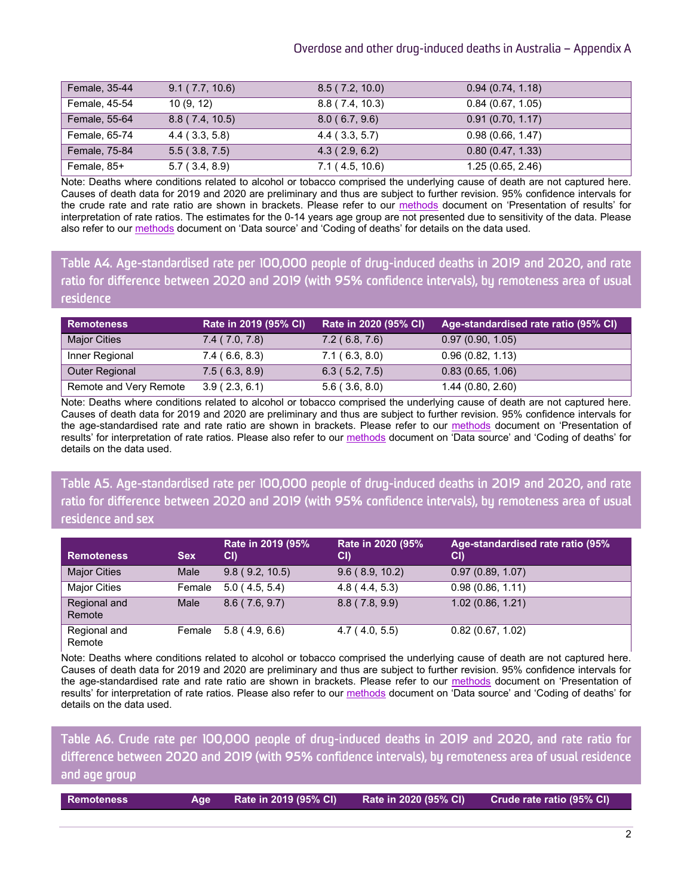| Female, 35-44 | 9.1 ( 7.7, 10.6) | 8.5 ( 7.2, 10.0) | 0.94 (0.74, 1.18) |
|---|---|---|---|
| Female, 45-54 | 10 (9, 12) | 8.8 ( 7.4, 10.3) | 0.84 (0.67, 1.05) |
| Female, 55-64 | 8.8 ( 7.4, 10.5) | 8.0 ( 6.7, 9.6) | 0.91 (0.70, 1.17) |
| Female, 65-74 | 4.4 ( 3.3, 5.8) | 4.4 ( 3.3, 5.7) | 0.98 (0.66, 1.47) |
| Female, 75-84 | 5.5 ( 3.8, 7.5) | 4.3 ( 2.9, 6.2) | 0.80 (0.47, 1.33) |
| Female, 85+ | 5.7 ( 3.4, 8.9) | 7.1 ( 4.5, 10.6) | 1.25 (0.65, 2.46) |

Note: Deaths where conditions related to alcohol or tobacco comprised the underlying cause of death are not captured here. Causes of death data for 2019 and 2020 are preliminary and thus are subject to further revision. 95% confidence intervals for the crude rate and rate ratio are shown in brackets. Please refer to our methods document on 'Presentation of results' for interpretation of rate ratios. The estimates for the 0-14 years age group are not presented due to sensitivity of the data. Please also refer to our methods document on 'Data source' and 'Coding of deaths' for details on the data used.

## Table A4. Age-standardised rate per 100,000 people of drug-induced deaths in 2019 and 2020, and rate ratio for difference between 2020 and 2019 (with 95% confidence intervals), by remoteness area of usual residence

| Remoteness | Rate in 2019 (95% CI) | Rate in 2020 (95% CI) | Age-standardised rate ratio (95% CI) |
|---|---|---|---|
| Major Cities | 7.4 ( 7.0, 7.8) | 7.2 ( 6.8, 7.6) | 0.97 (0.90, 1.05) |
| Inner Regional | 7.4 ( 6.6, 8.3) | 7.1 ( 6.3, 8.0) | 0.96 (0.82, 1.13) |
| Outer Regional | 7.5 ( 6.3, 8.9) | 6.3 ( 5.2, 7.5) | 0.83 (0.65, 1.06) |
| Remote and Very Remote | 3.9 ( 2.3, 6.1) | 5.6 ( 3.6, 8.0) | 1.44 (0.80, 2.60) |

Note: Deaths where conditions related to alcohol or tobacco comprised the underlying cause of death are not captured here. Causes of death data for 2019 and 2020 are preliminary and thus are subject to further revision. 95% confidence intervals for the age-standardised rate and rate ratio are shown in brackets. Please refer to our methods document on 'Presentation of results' for interpretation of rate ratios. Please also refer to our methods document on 'Data source' and 'Coding of deaths' for details on the data used.

## Table A5. Age-standardised rate per 100,000 people of drug-induced deaths in 2019 and 2020, and rate ratio for difference between 2020 and 2019 (with 95% confidence intervals), by remoteness area of usual residence and sex

| Remoteness | Sex | Rate in 2019 (95% CI) | Rate in 2020 (95% CI) | Age-standardised rate ratio (95% CI) |
|---|---|---|---|---|
| Major Cities | Male | 9.8 ( 9.2, 10.5) | 9.6 ( 8.9, 10.2) | 0.97 (0.89, 1.07) |
| Major Cities | Female | 5.0 ( 4.5, 5.4) | 4.8 ( 4.4, 5.3) | 0.98 (0.86, 1.11) |
| Regional and Remote | Male | 8.6 ( 7.6, 9.7) | 8.8 ( 7.8, 9.9) | 1.02 (0.86, 1.21) |
| Regional and Remote | Female | 5.8 ( 4.9, 6.6) | 4.7 ( 4.0, 5.5) | 0.82 (0.67, 1.02) |

Note: Deaths where conditions related to alcohol or tobacco comprised the underlying cause of death are not captured here. Causes of death data for 2019 and 2020 are preliminary and thus are subject to further revision. 95% confidence intervals for the age-standardised rate and rate ratio are shown in brackets. Please refer to our methods document on 'Presentation of results' for interpretation of rate ratios. Please also refer to our methods document on 'Data source' and 'Coding of deaths' for details on the data used.

## Table A6. Crude rate per 100,000 people of drug-induced deaths in 2019 and 2020, and rate ratio for difference between 2020 and 2019 (with 95% confidence intervals), by remoteness area of usual residence and age group

| Remoteness | Age | Rate in 2019 (95% CI) | Rate in 2020 (95% CI) | Crude rate ratio (95% CI) |
|---|---|---|---|---|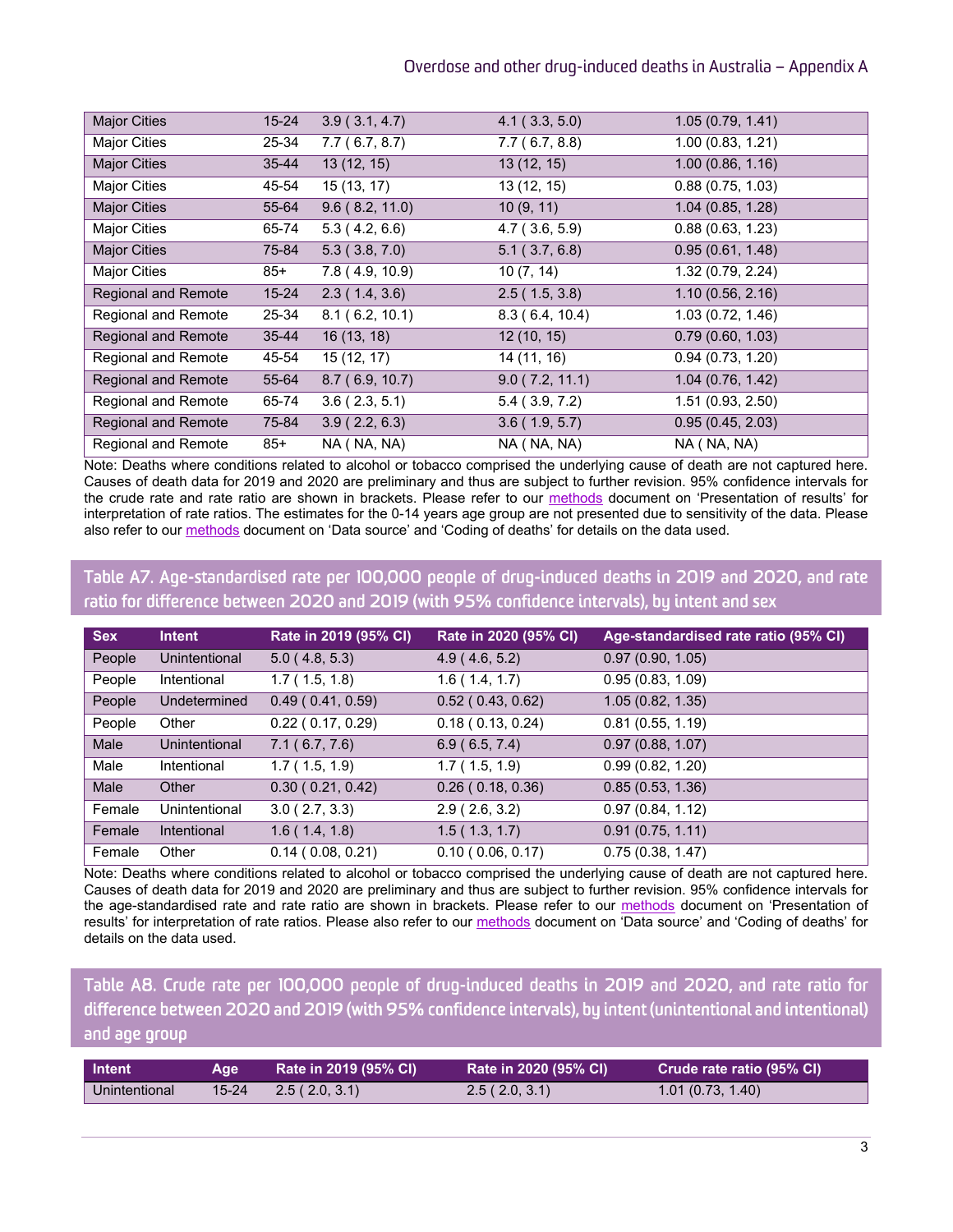| Major Cities | 15-24 | 3.9 ( 3.1, 4.7) | 4.1 ( 3.3, 5.0) | 1.05 (0.79, 1.41) |
|---|---|---|---|---|
| Major Cities | 25-34 | 7.7 ( 6.7, 8.7) | 7.7 ( 6.7, 8.8) | 1.00 (0.83, 1.21) |
| Major Cities | 35-44 | 13 (12, 15) | 13 (12, 15) | 1.00 (0.86, 1.16) |
| Major Cities | 45-54 | 15 (13, 17) | 13 (12, 15) | 0.88 (0.75, 1.03) |
| Major Cities | 55-64 | 9.6 ( 8.2, 11.0) | 10 (9, 11) | 1.04 (0.85, 1.28) |
| Major Cities | 65-74 | 5.3 ( 4.2, 6.6) | 4.7 ( 3.6, 5.9) | 0.88 (0.63, 1.23) |
| Major Cities | 75-84 | 5.3 ( 3.8, 7.0) | 5.1 ( 3.7, 6.8) | 0.95 (0.61, 1.48) |
| Major Cities | 85+ | 7.8 ( 4.9, 10.9) | 10 (7, 14) | 1.32 (0.79, 2.24) |
| Regional and Remote | 15-24 | 2.3 ( 1.4, 3.6) | 2.5 ( 1.5, 3.8) | 1.10 (0.56, 2.16) |
| Regional and Remote | 25-34 | 8.1 ( 6.2, 10.1) | 8.3 ( 6.4, 10.4) | 1.03 (0.72, 1.46) |
| Regional and Remote | 35-44 | 16 (13, 18) | 12 (10, 15) | 0.79 (0.60, 1.03) |
| Regional and Remote | 45-54 | 15 (12, 17) | 14 (11, 16) | 0.94 (0.73, 1.20) |
| Regional and Remote | 55-64 | 8.7 ( 6.9, 10.7) | 9.0 ( 7.2, 11.1) | 1.04 (0.76, 1.42) |
| Regional and Remote | 65-74 | 3.6 ( 2.3, 5.1) | 5.4 ( 3.9, 7.2) | 1.51 (0.93, 2.50) |
| Regional and Remote | 75-84 | 3.9 ( 2.2, 6.3) | 3.6 ( 1.9, 5.7) | 0.95 (0.45, 2.03) |
| Regional and Remote | 85+ | NA ( NA, NA) | NA ( NA, NA) | NA ( NA, NA) |

Note: Deaths where conditions related to alcohol or tobacco comprised the underlying cause of death are not captured here. Causes of death data for 2019 and 2020 are preliminary and thus are subject to further revision. 95% confidence intervals for the crude rate and rate ratio are shown in brackets. Please refer to our methods document on 'Presentation of results' for interpretation of rate ratios. The estimates for the 0-14 years age group are not presented due to sensitivity of the data. Please also refer to our methods document on 'Data source' and 'Coding of deaths' for details on the data used.

## Table A7. Age-standardised rate per 100,000 people of drug-induced deaths in 2019 and 2020, and rate ratio for difference between 2020 and 2019 (with 95% confidence intervals), by intent and sex

| Sex | Intent | Rate in 2019 (95% CI) | Rate in 2020 (95% CI) | Age-standardised rate ratio (95% CI) |
|---|---|---|---|---|
| People | Unintentional | 5.0 ( 4.8, 5.3) | 4.9 ( 4.6, 5.2) | 0.97 (0.90, 1.05) |
| People | Intentional | 1.7 ( 1.5, 1.8) | 1.6 ( 1.4, 1.7) | 0.95 (0.83, 1.09) |
| People | Undetermined | 0.49 ( 0.41, 0.59) | 0.52 ( 0.43, 0.62) | 1.05 (0.82, 1.35) |
| People | Other | 0.22 ( 0.17, 0.29) | 0.18 ( 0.13, 0.24) | 0.81 (0.55, 1.19) |
| Male | Unintentional | 7.1 ( 6.7, 7.6) | 6.9 ( 6.5, 7.4) | 0.97 (0.88, 1.07) |
| Male | Intentional | 1.7 ( 1.5, 1.9) | 1.7 ( 1.5, 1.9) | 0.99 (0.82, 1.20) |
| Male | Other | 0.30 ( 0.21, 0.42) | 0.26 ( 0.18, 0.36) | 0.85 (0.53, 1.36) |
| Female | Unintentional | 3.0 ( 2.7, 3.3) | 2.9 ( 2.6, 3.2) | 0.97 (0.84, 1.12) |
| Female | Intentional | 1.6 ( 1.4, 1.8) | 1.5 ( 1.3, 1.7) | 0.91 (0.75, 1.11) |
| Female | Other | 0.14 ( 0.08, 0.21) | 0.10 ( 0.06, 0.17) | 0.75 (0.38, 1.47) |

Note: Deaths where conditions related to alcohol or tobacco comprised the underlying cause of death are not captured here. Causes of death data for 2019 and 2020 are preliminary and thus are subject to further revision. 95% confidence intervals for the age-standardised rate and rate ratio are shown in brackets. Please refer to our methods document on 'Presentation of results' for interpretation of rate ratios. Please also refer to our methods document on 'Data source' and 'Coding of deaths' for details on the data used.

## Table A8. Crude rate per 100,000 people of drug-induced deaths in 2019 and 2020, and rate ratio for difference between 2020 and 2019 (with 95% confidence intervals), by intent (unintentional and intentional) and age group

| Intent | Age | Rate in 2019 (95% CI) | Rate in 2020 (95% CI) | Crude rate ratio (95% CI) |
|---|---|---|---|---|
| Unintentional | 15-24 | 2.5 ( 2.0, 3.1) | 2.5 ( 2.0, 3.1) | 1.01 (0.73, 1.40) |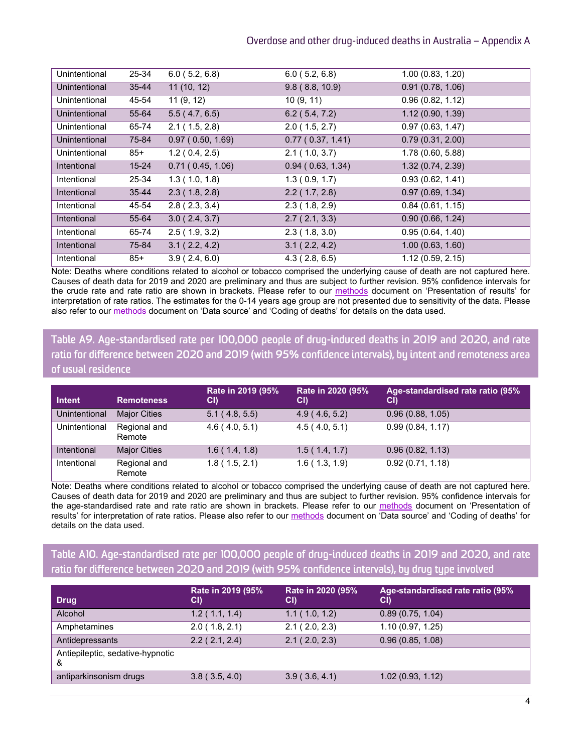| | | | | |
|---|---|---|---|---|
| Unintentional | 25-34 | 6.0 ( 5.2, 6.8) | 6.0 ( 5.2, 6.8) | 1.00 (0.83, 1.20) |
| Unintentional | 35-44 | 11 (10, 12) | 9.8 ( 8.8, 10.9) | 0.91 (0.78, 1.06) |
| Unintentional | 45-54 | 11 (9, 12) | 10 (9, 11) | 0.96 (0.82, 1.12) |
| Unintentional | 55-64 | 5.5 ( 4.7, 6.5) | 6.2 ( 5.4, 7.2) | 1.12 (0.90, 1.39) |
| Unintentional | 65-74 | 2.1 ( 1.5, 2.8) | 2.0 ( 1.5, 2.7) | 0.97 (0.63, 1.47) |
| Unintentional | 75-84 | 0.97 ( 0.50, 1.69) | 0.77 ( 0.37, 1.41) | 0.79 (0.31, 2.00) |
| Unintentional | 85+ | 1.2 ( 0.4, 2.5) | 2.1 ( 1.0, 3.7) | 1.78 (0.60, 5.88) |
| Intentional | 15-24 | 0.71 ( 0.45, 1.06) | 0.94 ( 0.63, 1.34) | 1.32 (0.74, 2.39) |
| Intentional | 25-34 | 1.3 ( 1.0, 1.8) | 1.3 ( 0.9, 1.7) | 0.93 (0.62, 1.41) |
| Intentional | 35-44 | 2.3 ( 1.8, 2.8) | 2.2 ( 1.7, 2.8) | 0.97 (0.69, 1.34) |
| Intentional | 45-54 | 2.8 ( 2.3, 3.4) | 2.3 ( 1.8, 2.9) | 0.84 (0.61, 1.15) |
| Intentional | 55-64 | 3.0 ( 2.4, 3.7) | 2.7 ( 2.1, 3.3) | 0.90 (0.66, 1.24) |
| Intentional | 65-74 | 2.5 ( 1.9, 3.2) | 2.3 ( 1.8, 3.0) | 0.95 (0.64, 1.40) |
| Intentional | 75-84 | 3.1 ( 2.2, 4.2) | 3.1 ( 2.2, 4.2) | 1.00 (0.63, 1.60) |
| Intentional | 85+ | 3.9 ( 2.4, 6.0) | 4.3 ( 2.8, 6.5) | 1.12 (0.59, 2.15) |

Note: Deaths where conditions related to alcohol or tobacco comprised the underlying cause of death are not captured here. Causes of death data for 2019 and 2020 are preliminary and thus are subject to further revision. 95% confidence intervals for the crude rate and rate ratio are shown in brackets. Please refer to our methods document on 'Presentation of results' for interpretation of rate ratios. The estimates for the 0-14 years age group are not presented due to sensitivity of the data. Please also refer to our methods document on 'Data source' and 'Coding of deaths' for details on the data used.

## Table A9. Age-standardised rate per 100,000 people of drug-induced deaths in 2019 and 2020, and rate ratio for difference between 2020 and 2019 (with 95% confidence intervals), by intent and remoteness area of usual residence

| Intent | Remoteness | Rate in 2019 (95% CI) | Rate in 2020 (95% CI) | Age-standardised rate ratio (95% CI) |
|---|---|---|---|---|
| Unintentional | Major Cities | 5.1 ( 4.8, 5.5) | 4.9 ( 4.6, 5.2) | 0.96 (0.88, 1.05) |
| Unintentional | Regional and Remote | 4.6 ( 4.0, 5.1) | 4.5 ( 4.0, 5.1) | 0.99 (0.84, 1.17) |
| Intentional | Major Cities | 1.6 ( 1.4, 1.8) | 1.5 ( 1.4, 1.7) | 0.96 (0.82, 1.13) |
| Intentional | Regional and Remote | 1.8 ( 1.5, 2.1) | 1.6 ( 1.3, 1.9) | 0.92 (0.71, 1.18) |

Note: Deaths where conditions related to alcohol or tobacco comprised the underlying cause of death are not captured here. Causes of death data for 2019 and 2020 are preliminary and thus are subject to further revision. 95% confidence intervals for the age-standardised rate and rate ratio are shown in brackets. Please refer to our methods document on 'Presentation of results' for interpretation of rate ratios. Please also refer to our methods document on 'Data source' and 'Coding of deaths' for details on the data used.

## Table A10. Age-standardised rate per 100,000 people of drug-induced deaths in 2019 and 2020, and rate ratio for difference between 2020 and 2019 (with 95% confidence intervals), by drug type involved

| Drug | Rate in 2019 (95% CI) | Rate in 2020 (95% CI) | Age-standardised rate ratio (95% CI) |
|---|---|---|---|
| Alcohol | 1.2 ( 1.1, 1.4) | 1.1 ( 1.0, 1.2) | 0.89 (0.75, 1.04) |
| Amphetamines | 2.0 ( 1.8, 2.1) | 2.1 ( 2.0, 2.3) | 1.10 (0.97, 1.25) |
| Antidepressants | 2.2 ( 2.1, 2.4) | 2.1 ( 2.0, 2.3) | 0.96 (0.85, 1.08) |
| Antiepileptic, sedative-hypnotic & antiparkinsonism drugs | 3.8 ( 3.5, 4.0) | 3.9 ( 3.6, 4.1) | 1.02 (0.93, 1.12) |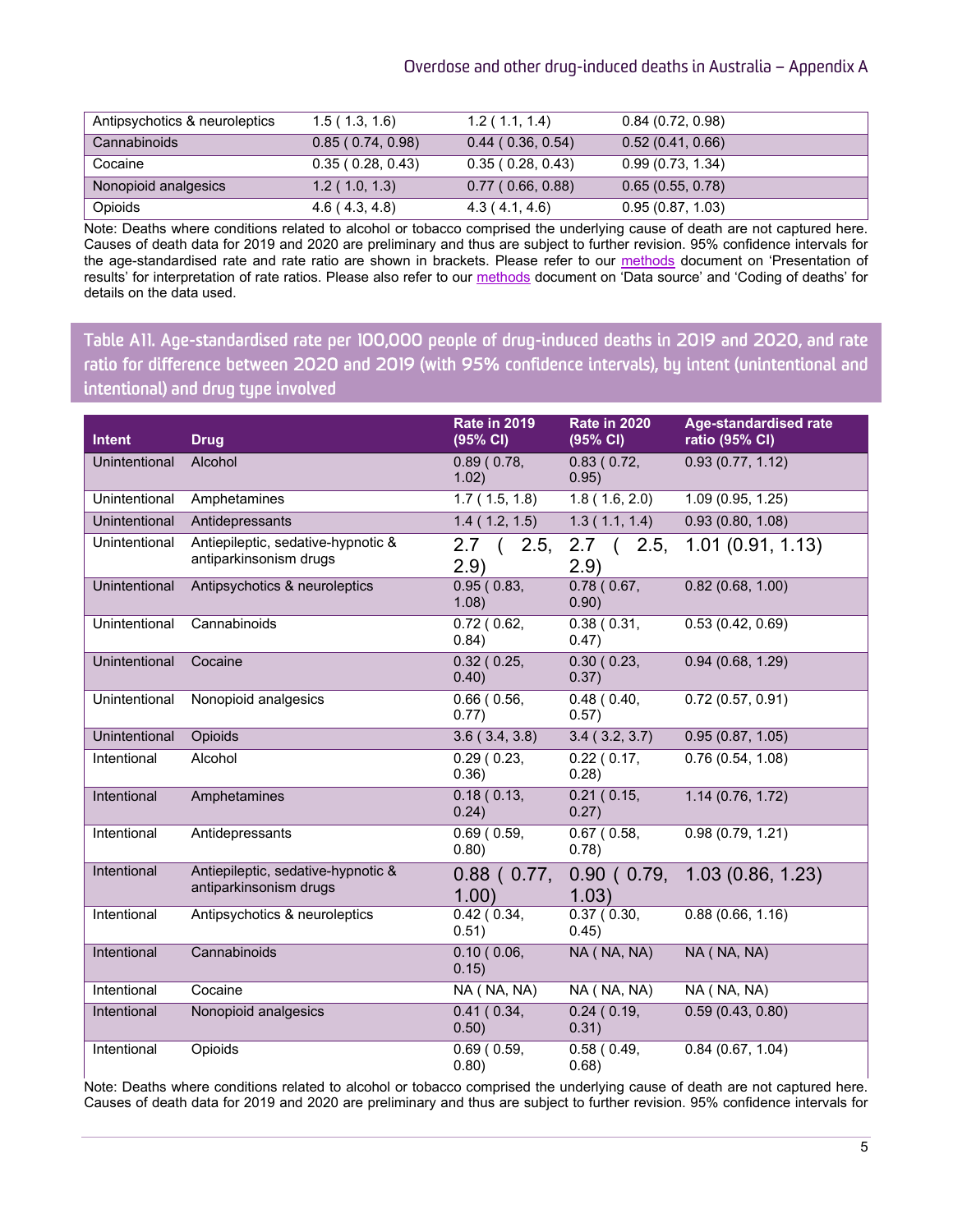| | | | |
|---|---|---|---|
| Antipsychotics & neuroleptics | 1.5 ( 1.3, 1.6) | 1.2 ( 1.1, 1.4) | 0.84 (0.72, 0.98) |
| Cannabinoids | 0.85 ( 0.74, 0.98) | 0.44 ( 0.36, 0.54) | 0.52 (0.41, 0.66) |
| Cocaine | 0.35 ( 0.28, 0.43) | 0.35 ( 0.28, 0.43) | 0.99 (0.73, 1.34) |
| Nonopioid analgesics | 1.2 ( 1.0, 1.3) | 0.77 ( 0.66, 0.88) | 0.65 (0.55, 0.78) |
| Opioids | 4.6 ( 4.3, 4.8) | 4.3 ( 4.1, 4.6) | 0.95 (0.87, 1.03) |

Note: Deaths where conditions related to alcohol or tobacco comprised the underlying cause of death are not captured here. Causes of death data for 2019 and 2020 are preliminary and thus are subject to further revision. 95% confidence intervals for the age-standardised rate and rate ratio are shown in brackets. Please refer to our methods document on 'Presentation of results' for interpretation of rate ratios. Please also refer to our methods document on 'Data source' and 'Coding of deaths' for details on the data used.

### Table A11. Age-standardised rate per 100,000 people of drug-induced deaths in 2019 and 2020, and rate ratio for difference between 2020 and 2019 (with 95% confidence intervals), by intent (unintentional and intentional) and drug type involved

| Intent | Drug | Rate in 2019 (95% CI) | Rate in 2020 (95% CI) | Age-standardised rate ratio (95% CI) |
|---|---|---|---|---|
| Unintentional | Alcohol | 0.89 ( 0.78, 1.02) | 0.83 ( 0.72, 0.95) | 0.93 (0.77, 1.12) |
| Unintentional | Amphetamines | 1.7 ( 1.5, 1.8) | 1.8 ( 1.6, 2.0) | 1.09 (0.95, 1.25) |
| Unintentional | Antidepressants | 1.4 ( 1.2, 1.5) | 1.3 ( 1.1, 1.4) | 0.93 (0.80, 1.08) |
| Unintentional | Antiepileptic, sedative-hypnotic & antiparkinsonism drugs | 2.7 ( 2.5, 2.9) | 2.7 ( 2.5, 2.9) | 1.01 (0.91, 1.13) |
| Unintentional | Antipsychotics & neuroleptics | 0.95 ( 0.83, 1.08) | 0.78 ( 0.67, 0.90) | 0.82 (0.68, 1.00) |
| Unintentional | Cannabinoids | 0.72 ( 0.62, 0.84) | 0.38 ( 0.31, 0.47) | 0.53 (0.42, 0.69) |
| Unintentional | Cocaine | 0.32 ( 0.25, 0.40) | 0.30 ( 0.23, 0.37) | 0.94 (0.68, 1.29) |
| Unintentional | Nonopioid analgesics | 0.66 ( 0.56, 0.77) | 0.48 ( 0.40, 0.57) | 0.72 (0.57, 0.91) |
| Unintentional | Opioids | 3.6 ( 3.4, 3.8) | 3.4 ( 3.2, 3.7) | 0.95 (0.87, 1.05) |
| Intentional | Alcohol | 0.29 ( 0.23, 0.36) | 0.22 ( 0.17, 0.28) | 0.76 (0.54, 1.08) |
| Intentional | Amphetamines | 0.18 ( 0.13, 0.24) | 0.21 ( 0.15, 0.27) | 1.14 (0.76, 1.72) |
| Intentional | Antidepressants | 0.69 ( 0.59, 0.80) | 0.67 ( 0.58, 0.78) | 0.98 (0.79, 1.21) |
| Intentional | Antiepileptic, sedative-hypnotic & antiparkinsonism drugs | 0.88 ( 0.77, 1.00) | 0.90 ( 0.79, 1.03) | 1.03 (0.86, 1.23) |
| Intentional | Antipsychotics & neuroleptics | 0.42 ( 0.34, 0.51) | 0.37 ( 0.30, 0.45) | 0.88 (0.66, 1.16) |
| Intentional | Cannabinoids | 0.10 ( 0.06, 0.15) | NA ( NA, NA) | NA ( NA, NA) |
| Intentional | Cocaine | NA ( NA, NA) | NA ( NA, NA) | NA ( NA, NA) |
| Intentional | Nonopioid analgesics | 0.41 ( 0.34, 0.50) | 0.24 ( 0.19, 0.31) | 0.59 (0.43, 0.80) |
| Intentional | Opioids | 0.69 ( 0.59, 0.80) | 0.58 ( 0.49, 0.68) | 0.84 (0.67, 1.04) |

Note: Deaths where conditions related to alcohol or tobacco comprised the underlying cause of death are not captured here. Causes of death data for 2019 and 2020 are preliminary and thus are subject to further revision. 95% confidence intervals for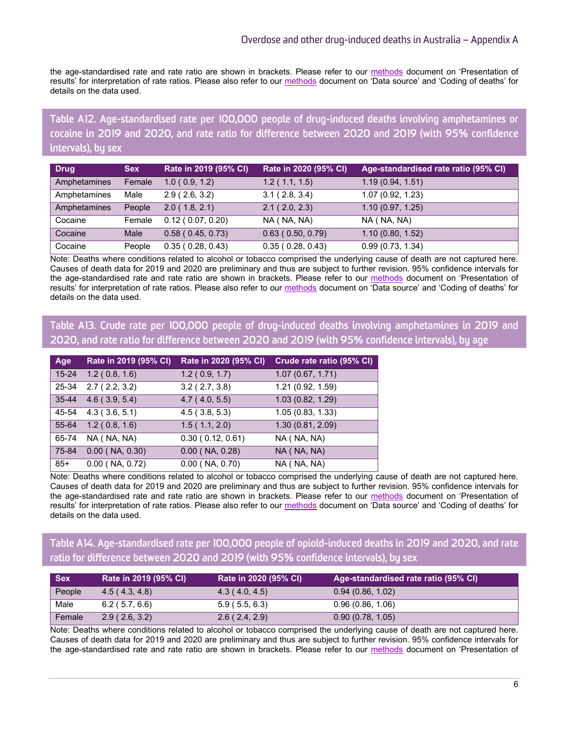the age-standardised rate and rate ratio are shown in brackets. Please refer to our methods document on 'Presentation of results' for interpretation of rate ratios. Please also refer to our methods document on 'Data source' and 'Coding of deaths' for details on the data used.

## Table A12. Age-standardised rate per 100,000 people of drug-induced deaths involving amphetamines or cocaine in 2019 and 2020, and rate ratio for difference between 2020 and 2019 (with 95% confidence intervals), by sex

| Drug | Sex | Rate in 2019 (95% CI) | Rate in 2020 (95% CI) | Age-standardised rate ratio (95% CI) |
|---|---|---|---|---|
| Amphetamines | Female | 1.0 ( 0.9, 1.2) | 1.2 ( 1.1, 1.5) | 1.19 (0.94, 1.51) |
| Amphetamines | Male | 2.9 ( 2.6, 3.2) | 3.1 ( 2.8, 3.4) | 1.07 (0.92, 1.23) |
| Amphetamines | People | 2.0 ( 1.8, 2.1) | 2.1 ( 2.0, 2.3) | 1.10 (0.97, 1.25) |
| Cocaine | Female | 0.12 ( 0.07, 0.20) | NA ( NA, NA) | NA ( NA, NA) |
| Cocaine | Male | 0.58 ( 0.45, 0.73) | 0.63 ( 0.50, 0.79) | 1.10 (0.80, 1.52) |
| Cocaine | People | 0.35 ( 0.28, 0.43) | 0.35 ( 0.28, 0.43) | 0.99 (0.73, 1.34) |

Note: Deaths where conditions related to alcohol or tobacco comprised the underlying cause of death are not captured here. Causes of death data for 2019 and 2020 are preliminary and thus are subject to further revision. 95% confidence intervals for the age-standardised rate and rate ratio are shown in brackets. Please refer to our methods document on 'Presentation of results' for interpretation of rate ratios. Please also refer to our methods document on 'Data source' and 'Coding of deaths' for details on the data used.

## Table A13. Crude rate per 100,000 people of drug-induced deaths involving amphetamines in 2019 and 2020, and rate ratio for difference between 2020 and 2019 (with 95% confidence intervals), by age

| Age | Rate in 2019 (95% CI) | Rate in 2020 (95% CI) | Crude rate ratio (95% CI) |
|---|---|---|---|
| 15-24 | 1.2 ( 0.8, 1.6) | 1.2 ( 0.9, 1.7) | 1.07 (0.67, 1.71) |
| 25-34 | 2.7 ( 2.2, 3.2) | 3.2 ( 2.7, 3.8) | 1.21 (0.92, 1.59) |
| 35-44 | 4.6 ( 3.9, 5.4) | 4.7 ( 4.0, 5.5) | 1.03 (0.82, 1.29) |
| 45-54 | 4.3 ( 3.6, 5.1) | 4.5 ( 3.8, 5.3) | 1.05 (0.83, 1.33) |
| 55-64 | 1.2 ( 0.8, 1.6) | 1.5 ( 1.1, 2.0) | 1.30 (0.81, 2.09) |
| 65-74 | NA ( NA, NA) | 0.30 ( 0.12, 0.61) | NA ( NA, NA) |
| 75-84 | 0.00 ( NA, 0.30) | 0.00 ( NA, 0.28) | NA ( NA, NA) |
| 85+ | 0.00 ( NA, 0.72) | 0.00 ( NA, 0.70) | NA ( NA, NA) |

Note: Deaths where conditions related to alcohol or tobacco comprised the underlying cause of death are not captured here. Causes of death data for 2019 and 2020 are preliminary and thus are subject to further revision. 95% confidence intervals for the age-standardised rate and rate ratio are shown in brackets. Please refer to our methods document on 'Presentation of results' for interpretation of rate ratios. Please also refer to our methods document on 'Data source' and 'Coding of deaths' for details on the data used.

## Table A14. Age-standardised rate per 100,000 people of opioid-induced deaths in 2019 and 2020, and rate ratio for difference between 2020 and 2019 (with 95% confidence intervals), by sex

| Sex | Rate in 2019 (95% CI) | Rate in 2020 (95% CI) | Age-standardised rate ratio (95% CI) |
|---|---|---|---|
| People | 4.5 ( 4.3, 4.8) | 4.3 ( 4.0, 4.5) | 0.94 (0.86, 1.02) |
| Male | 6.2 ( 5.7, 6.6) | 5.9 ( 5.5, 6.3) | 0.96 (0.86, 1.06) |
| Female | 2.9 ( 2.6, 3.2) | 2.6 ( 2.4, 2.9) | 0.90 (0.78, 1.05) |

Note: Deaths where conditions related to alcohol or tobacco comprised the underlying cause of death are not captured here. Causes of death data for 2019 and 2020 are preliminary and thus are subject to further revision. 95% confidence intervals for the age-standardised rate and rate ratio are shown in brackets. Please refer to our methods document on 'Presentation of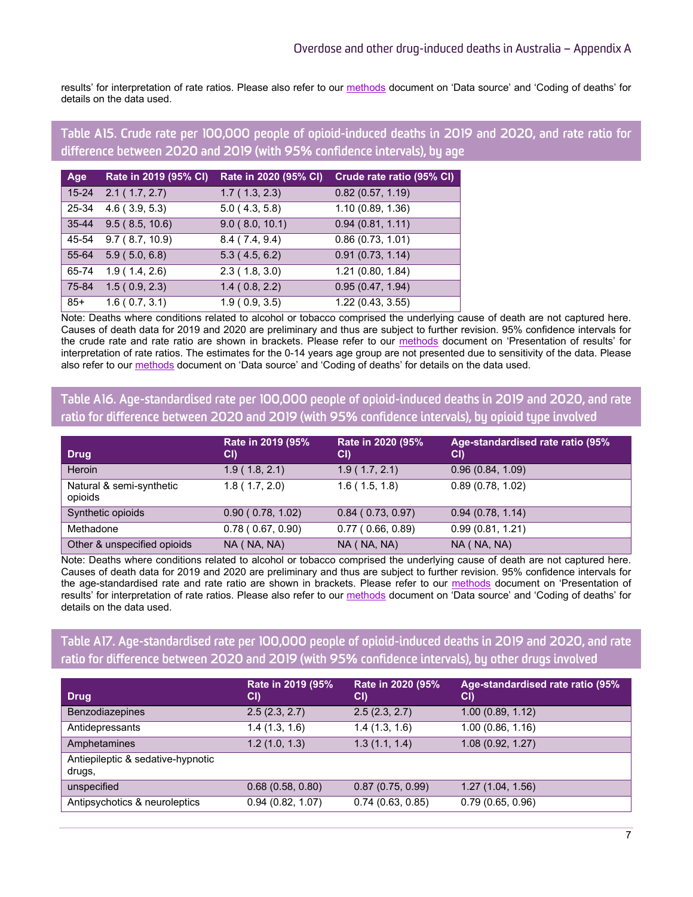results' for interpretation of rate ratios. Please also refer to our methods document on 'Data source' and 'Coding of deaths' for details on the data used.

## Table A15. Crude rate per 100,000 people of opioid-induced deaths in 2019 and 2020, and rate ratio for difference between 2020 and 2019 (with 95% confidence intervals), by age

| Age | Rate in 2019 (95% CI) | Rate in 2020 (95% CI) | Crude rate ratio (95% CI) |
|---|---|---|---|
| 15-24 | 2.1 ( 1.7, 2.7) | 1.7 ( 1.3, 2.3) | 0.82 (0.57, 1.19) |
| 25-34 | 4.6 ( 3.9, 5.3) | 5.0 ( 4.3, 5.8) | 1.10 (0.89, 1.36) |
| 35-44 | 9.5 ( 8.5, 10.6) | 9.0 ( 8.0, 10.1) | 0.94 (0.81, 1.11) |
| 45-54 | 9.7 ( 8.7, 10.9) | 8.4 ( 7.4, 9.4) | 0.86 (0.73, 1.01) |
| 55-64 | 5.9 ( 5.0, 6.8) | 5.3 ( 4.5, 6.2) | 0.91 (0.73, 1.14) |
| 65-74 | 1.9 ( 1.4, 2.6) | 2.3 ( 1.8, 3.0) | 1.21 (0.80, 1.84) |
| 75-84 | 1.5 ( 0.9, 2.3) | 1.4 ( 0.8, 2.2) | 0.95 (0.47, 1.94) |
| 85+ | 1.6 ( 0.7, 3.1) | 1.9 ( 0.9, 3.5) | 1.22 (0.43, 3.55) |

Note: Deaths where conditions related to alcohol or tobacco comprised the underlying cause of death are not captured here. Causes of death data for 2019 and 2020 are preliminary and thus are subject to further revision. 95% confidence intervals for the crude rate and rate ratio are shown in brackets. Please refer to our methods document on 'Presentation of results' for interpretation of rate ratios. The estimates for the 0-14 years age group are not presented due to sensitivity of the data. Please also refer to our methods document on 'Data source' and 'Coding of deaths' for details on the data used.

## Table A16. Age-standardised rate per 100,000 people of opioid-induced deaths in 2019 and 2020, and rate ratio for difference between 2020 and 2019 (with 95% confidence intervals), by opioid type involved

| Drug | Rate in 2019 (95% CI) | Rate in 2020 (95% CI) | Age-standardised rate ratio (95% CI) |
|---|---|---|---|
| Heroin | 1.9 ( 1.8, 2.1) | 1.9 ( 1.7, 2.1) | 0.96 (0.84, 1.09) |
| Natural & semi-synthetic opioids | 1.8 ( 1.7, 2.0) | 1.6 ( 1.5, 1.8) | 0.89 (0.78, 1.02) |
| Synthetic opioids | 0.90 ( 0.78, 1.02) | 0.84 ( 0.73, 0.97) | 0.94 (0.78, 1.14) |
| Methadone | 0.78 ( 0.67, 0.90) | 0.77 ( 0.66, 0.89) | 0.99 (0.81, 1.21) |
| Other & unspecified opioids | NA ( NA, NA) | NA ( NA, NA) | NA ( NA, NA) |

Note: Deaths where conditions related to alcohol or tobacco comprised the underlying cause of death are not captured here. Causes of death data for 2019 and 2020 are preliminary and thus are subject to further revision. 95% confidence intervals for the age-standardised rate and rate ratio are shown in brackets. Please refer to our methods document on 'Presentation of results' for interpretation of rate ratios. Please also refer to our methods document on 'Data source' and 'Coding of deaths' for details on the data used.

## Table A17. Age-standardised rate per 100,000 people of opioid-induced deaths in 2019 and 2020, and rate ratio for difference between 2020 and 2019 (with 95% confidence intervals), by other drugs involved

| Drug | Rate in 2019 (95% CI) | Rate in 2020 (95% CI) | Age-standardised rate ratio (95% CI) |
|---|---|---|---|
| Benzodiazepines | 2.5 (2.3, 2.7) | 2.5 (2.3, 2.7) | 1.00 (0.89, 1.12) |
| Antidepressants | 1.4 (1.3, 1.6) | 1.4 (1.3, 1.6) | 1.00 (0.86, 1.16) |
| Amphetamines | 1.2 (1.0, 1.3) | 1.3 (1.1, 1.4) | 1.08 (0.92, 1.27) |
| Antiepileptic & sedative-hypnotic drugs, | | | |
| unspecified | 0.68 (0.58, 0.80) | 0.87 (0.75, 0.99) | 1.27 (1.04, 1.56) |
| Antipsychotics & neuroleptics | 0.94 (0.82, 1.07) | 0.74 (0.63, 0.85) | 0.79 (0.65, 0.96) |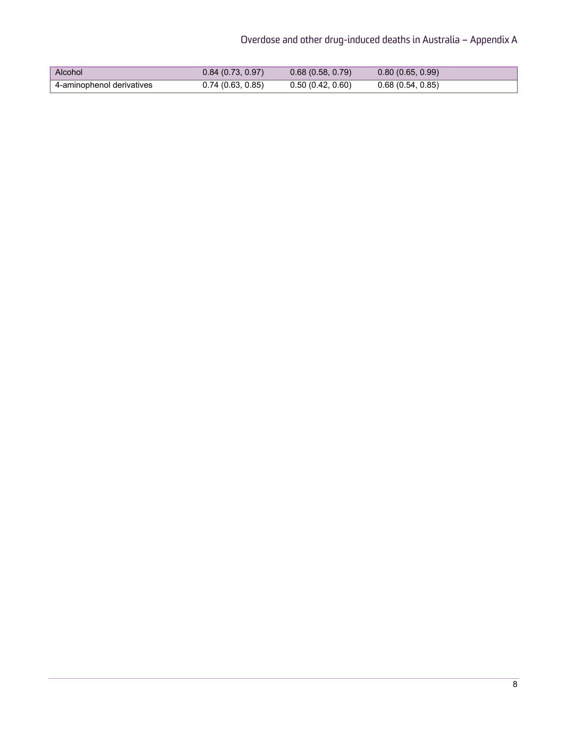| | | | |
|---|---|---|---|
| Alcohol | 0.84 (0.73, 0.97) | 0.68 (0.58, 0.79) | 0.80 (0.65, 0.99) |
| 4-aminophenol derivatives | 0.74 (0.63, 0.85) | 0.50 (0.42, 0.60) | 0.68 (0.54, 0.85) |